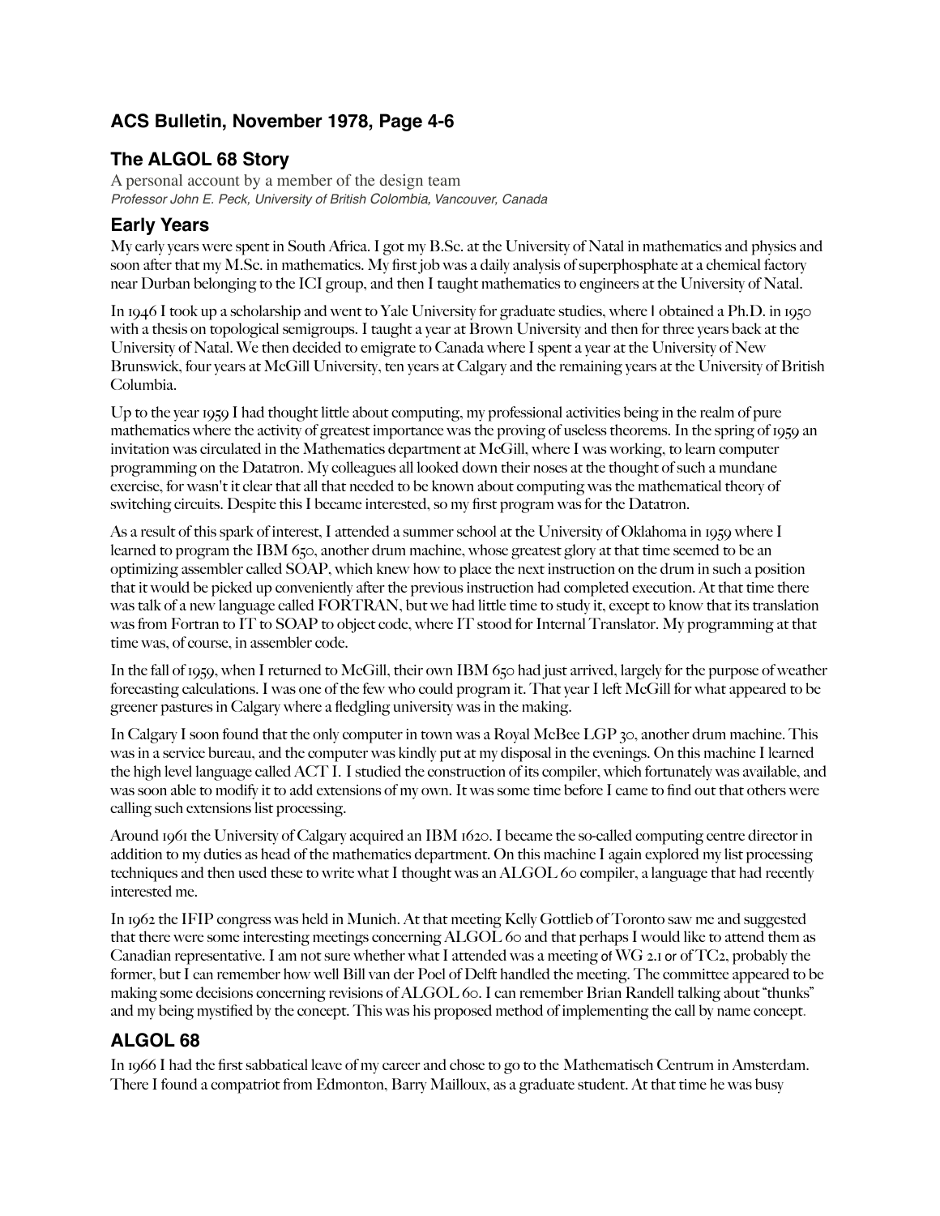## ACS Bulletin, November 1978, Page 4-6

## The ALGOL 68 Story

A personal account by a member of the design team

*Professor John E. Peck, University of British Colombia, Vancouver, Canada*

## Early Years

My early years were spent in South Africa. I got my B.Sc. at the University of Natal in mathematics and physics and soon after that my M.Sc. in mathematics. My first job was a daily analysis of superphosphate at a chemical factory near Durban belonging to the ICI group, and then I taught mathematics to engineers at the University of Natal.

In 1946 I took up a scholarship and went to Yale University for graduate studies, where I obtained a Ph.D. in 1950 with a thesis on topological semigroups. I taught a year at Brown University and then for three years back at the University of Natal. We then decided to emigrate to Canada where I spent a year at the University of New Brunswick, four years at McGill University, ten years at Calgary and the remaining years at the University of British Columbia.

Up to the year 1959 I had thought little about computing, my professional activities being in the realm of pure mathematics where the activity of greatest importance was the proving of useless theorems. In the spring of 1959 an invitation was circulated in the Mathematics department at McGill, where I was working, to learn computer programming on the Datatron. My colleagues all looked down their noses at the thought of such a mundane exercise, for wasn't it clear that all that needed to be known about computing was the mathematical theory of switching circuits. Despite this I became interested, so my first program was for the Datatron.

As a result of this spark of interest, I attended a summer school at the University of Oklahoma in 1959 where I learned to program the IBM 650, another drum machine, whose greatest glory at that time seemed to be an optimizing assembler called SOAP, which knew how to place the next instruction on the drum in such a position that it would be picked up conveniently after the previous instruction had completed execution. At that time there was talk of a new language called FORTRAN, but we had little time to study it, except to know that its translation was from Fortran to IT to SOAP to object code, where IT stood for Internal Translator. My programming at that time was, of course, in assembler code.

In the fall of 1959, when I returned to McGill, their own IBM 650 had just arrived, largely for the purpose of weather forecasting calculations. I was one of the few who could program it. That year I left McGill for what appeared to be greener pastures in Calgary where a fledgling university was in the making.

In Calgary I soon found that the only computer in town was a Royal McBee LGP 30, another drum machine. This was in a service bureau, and the computer was kindly put at my disposal in the evenings. On this machine I learned the high level language called ACT I. I studied the construction of its compiler, which fortunately was available, and was soon able to modify it to add extensions of my own. It was some time before I came to find out that others were calling such extensions list processing.

Around 1961 the University of Calgary acquired an IBM 1620. I became the so-called computing centre director in addition to my duties as head of the mathematics department. On this machine I again explored my list processing techniques and then used these to write what I thought was an ALGOL 60 compiler, a language that had recently interested me.

In 1962 the IFIP congress was held in Munich. At that meeting Kelly Gottlieb of Toronto saw me and suggested that there were some interesting meetings concerning ALGOL 60 and that perhaps I would like to attend them as Canadian representative. I am not sure whether what I attended was a meeting of WG 2.1 or of TC2, probably the former, but I can remember how well Bill van der Poel of Delft handled the meeting. The committee appeared to be making some decisions concerning revisions of ALGOL 60. I can remember Brian Randell talking about "thunks" and my being mystified by the concept. This was his proposed method of implementing the call by name concept.

## ALGOL 68

In 1966 I had the first sabbatical leave of my career and chose to go to the Mathematisch Centrum in Amsterdam. There I found a compatriot from Edmonton, Barry Mailloux, as a graduate student. At that time he was busy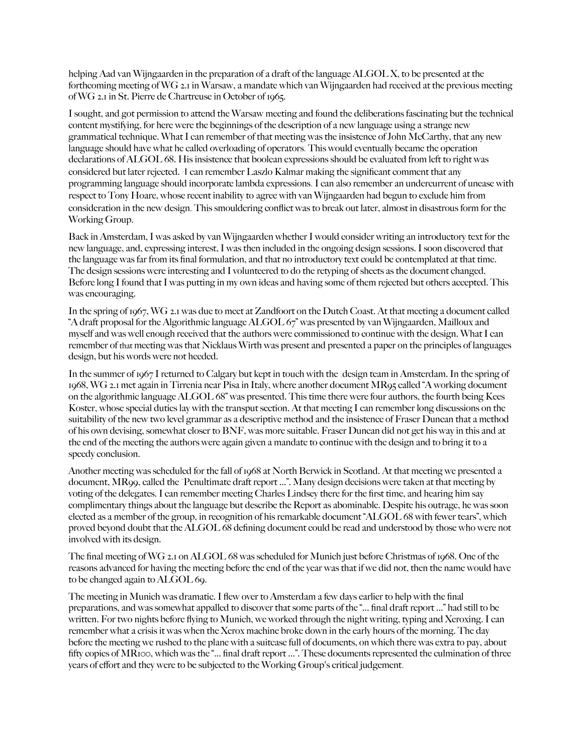helping Aad van Wijngaarden in the preparation of a draft of the language ALGOL X, to be presented at the forthcoming meeting of WG 2.1 in Warsaw, a mandate which van Wijngaarden had received at the previous meeting of WG 2.1 in St. Pierre de Chartreuse in October of 1965.

I sought, and got permission to attend the Warsaw meeting and found the deliberations fascinating but the technical content mystifying, for here were the beginnings of the description of a new language using a strange new grammatical technique. What I can remember of that meeting was the insistence of John McCarthy, that any new language should have what he called overloading of operators. This would eventually became the operation declarations of ALGOL 68. His insistence that boolean expressions should be evaluated from left to right was considered but later rejected. I can remember Laszlo Kalmar making the significant comment that any programming language should incorporate lambda expressions. I can also remember an undercurrent of unease with respect to Tony Hoare, whose recent inability to agree with van Wijngaarden had begun to exclude him from consideration in the new design. This smouldering conflict was to break out later, almost in disastrous form for the Working Group.

Back in Amsterdam, I was asked by van Wijngaarden whether I would consider writing an introductory text for the new language, and, expressing interest, I was then included in the ongoing design sessions. I soon discovered that the language was far from its final formulation, and that no introductory text could be contemplated at that time. The design sessions were interesting and I volunteered to do the retyping of sheets as the document changed. Before long I found that I was putting in my own ideas and having some of them rejected but others accepted. This was encouraging.

In the spring of 1967, WG 2.1 was due to meet at Zandfoort on the Dutch Coast. At that meeting a document called "A draft proposal for the Algorithmic language ALGOL 67" was presented by van Wijngaarden, Mailloux and myself and was well enough received that the authors were commissioned to continue with the design. What I can remember of that meeting was that Nicklaus Wirth was present and presented a paper on the principles of languages design, but his words were not heeded.

In the summer of 1967 I returned to Calgary but kept in touch with the design team in Amsterdam. In the spring of 1968, WG 2.1 met again in Tirrenia near Pisa in Italy, where another document MR95 called "A working document on the algorithmic language ALGOL 68" was presented. This time there were four authors, the fourth being Kees Koster, whose special duties lay with the transput section. At that meeting I can remember long discussions on the suitability of the new two level grammar as a descriptive method and the insistence of Fraser Duncan that a method of his own devising, somewhat closer to BNF, was more suitable. Fraser Duncan did not get his way in this and at the end of the meeting the authors were again given a mandate to continue with the design and to bring it to a speedy conclusion.

Another meeting was scheduled for the fall of 1968 at North Berwick in Scotland. At that meeting we presented a document, MR99, called the "Penultimate draft report ...". Many design decisions were taken at that meeting by voting of the delegates. I can remember meeting Charles Lindsey there for the first time, and hearing him say complimentary things about the language but describe the Report as abominable. Despite his outrage, he was soon elected as a member of the group, in recognition of his remarkable document "ALGOL 68 with fewer tears", which proved beyond doubt that the ALGOL 68 defining document could be read and understood by those who were not involved with its design.

The final meeting of WG 2.1 on ALGOL 68 was scheduled for Munich just before Christmas of 1968. One of the reasons advanced for having the meeting before the end of the year was that if we did not, then the name would have to be changed again to ALGOL 69.

The meeting in Munich was dramatic. I flew over to Amsterdam a few days earlier to help with the final preparations, and was somewhat appalled to discover that some parts of the "... final draft report ..." had still to be written. For two nights before flying to Munich, we worked through the night writing, typing and Xeroxing. I can remember what a crisis it was when the Xerox machine broke down in the early hours of the morning. The day before the meeting we rushed to the plane with a suitcase full of documents, on which there was extra to pay, about fifty copies of MR100, which was the "... final draft report ...". These documents represented the culmination of three years of effort and they were to be subjected to the Working Group's critical judgement.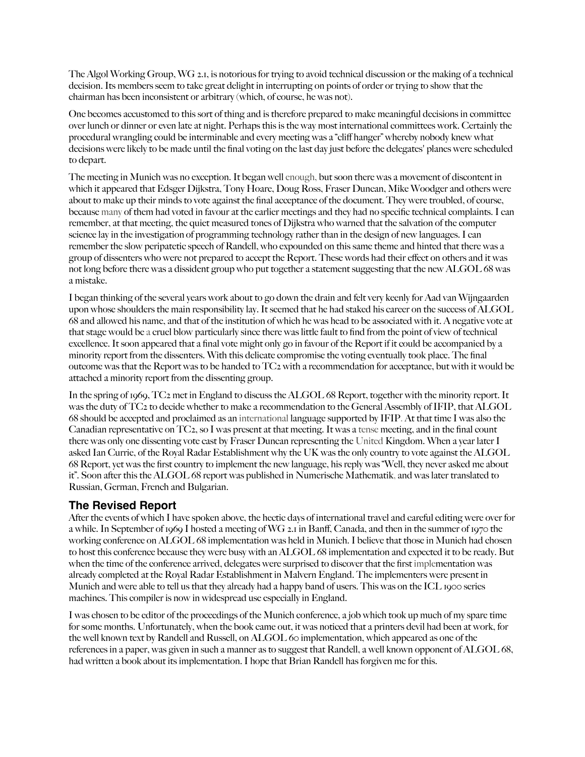The Algol Working Group, WG 2.1, is notorious for trying to avoid technical discussion or the making of a technical decision. Its members seem to take great delight in interrupting on points of order or trying to show that the chairman has been inconsistent or arbitrary (which, of course, he was not).

One becomes accustomed to this sort of thing and is therefore prepared to make meaningful decisions in committee over lunch or dinner or even late at night. Perhaps this is the way most international committees work. Certainly the procedural wrangling could be interminable and every meeting was a "cliff hanger" whereby nobody knew what decisions were likely to be made until the final voting on the last day just before the delegates' planes were scheduled to depart.

The meeting in Munich was no exception. It began well enough, but soon there was a movement of discontent in which it appeared that Edsger Dijkstra, Tony Hoare, Doug Ross, Fraser Duncan, Mike Woodger and others were about to make up their minds to vote against the final acceptance of the document. They were troubled, of course, because many of them had voted in favour at the earlier meetings and they had no specific technical complaints. I can remember, at that meeting, the quiet measured tones of Dijkstra who warned that the salvation of the computer science lay in the investigation of programming technology rather than in the design of new languages. I can remember the slow peripatetic speech of Randell, who expounded on this same theme and hinted that there was a group of dissenters who were not prepared to accept the Report. These words had their effect on others and it was not long before there was a dissident group who put together a statement suggesting that the new ALGOL 68 was a mistake.

I began thinking of the several years work about to go down the drain and felt very keenly for Aad van Wijngaarden upon whose shoulders the main responsibility lay. It seemed that he had staked his career on the success of ALGOL 68 and allowed his name, and that of the institution of which he was head to be associated with it. A negative vote at that stage would be a cruel blow particularly since there was little fault to find from the point of view of technical excellence. It soon appeared that a final vote might only go in favour of the Report if it could be accompanied by a minority report from the dissenters. With this delicate compromise the voting eventually took place. The final outcome was that the Report was to be handed to TC2 with a recommendation for acceptance, but with it would be attached a minority report from the dissenting group.

In the spring of 1969, TC2 met in England to discuss the ALGOL 68 Report, together with the minority report. It was the duty of TC2 to decide whether to make a recommendation to the General Assembly of IFIP, that ALGOL 68 should be accepted and proclaimed as an international language supported by IFIP. At that time I was also the Canadian representative on TC2, so I was present at that meeting. It was a tense meeting, and in the final count there was only one dissenting vote cast by Fraser Duncan representing the United Kingdom. When a year later I asked Ian Currie, of the Royal Radar Establishment why the UK was the only country to vote against the ALGOL 68 Report, yet was the first country to implement the new language, his reply was "Well, they never asked me about it". Soon after this the ALGOL 68 report was published in Numerische Mathematik, and was later translated to Russian, German, French and Bulgarian.

## The Revised Report

After the events of which I have spoken above, the hectic days of international travel and careful editing were over for a while. In September of 1969 I hosted a meeting of WG 2.1 in Banff, Canada, and then in the summer of 1970 the working conference on ALGOL 68 implementation was held in Munich. I believe that those in Munich had chosen to host this conference because they were busy with an ALGOL 68 implementation and expected it to be ready. But when the time of the conference arrived, delegates were surprised to discover that the first implementation was already completed at the Royal Radar Establishment in Malvern England. The implementers were present in Munich and were able to tell us that they already had a happy band of users. This was on the ICL 1900 series machines. This compiler is now in widespread use especially in England.

I was chosen to be editor of the proceedings of the Munich conference, a job which took up much of my spare time for some months. Unfortunately, when the book came out, it was noticed that a printers devil had been at work, for the well known text by Randell and Russell, on ALGOL 60 implementation, which appeared as one of the references in a paper, was given in such a manner as to suggest that Randell, a well known opponent of ALGOL 68, had written a book about its implementation. I hope that Brian Randell has forgiven me for this.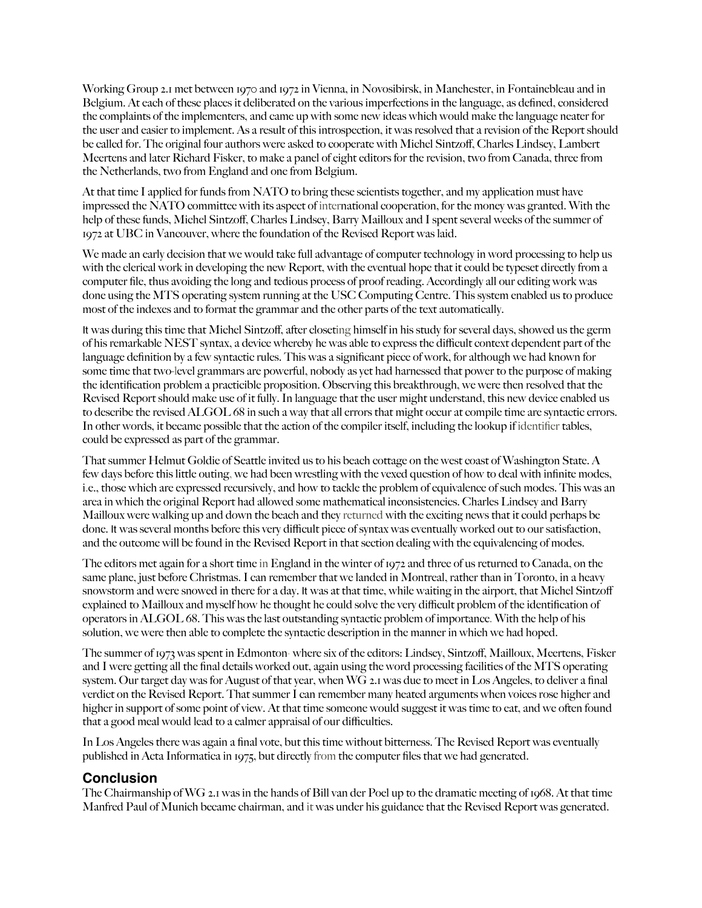Working Group 2.1 met between 1970 and 1972 in Vienna, in Novosibirsk, in Manchester, in Fontainebleau and in Belgium. At each of these places it deliberated on the various imperfections in the language, as defined, considered the complaints of the implementers, and came up with some new ideas which would make the language neater for the user and easier to implement. As a result of this introspection, it was resolved that a revision of the Report should be called for. The original four authors were asked to cooperate with Michel Sintzoff, Charles Lindsey, Lambert Meertens and later Richard Fisker, to make a panel of eight editors for the revision, two from Canada, three from the Netherlands, two from England and one from Belgium.

At that time I applied for funds from NATO to bring these scientists together, and my application must have impressed the NATO committee with its aspect of international cooperation, for the money was granted. With the help of these funds, Michel Sintzoff, Charles Lindsey, Barry Mailloux and I spent several weeks of the summer of 1972 at UBC in Vancouver, where the foundation of the Revised Report was laid.

We made an early decision that we would take full advantage of computer technology in word processing to help us with the clerical work in developing the new Report, with the eventual hope that it could be typeset directly from a computer file, thus avoiding the long and tedious process of proof reading. Accordingly all our editing work was done using the MTS operating system running at the USC Computing Centre. This system enabled us to produce most of the indexes and to format the grammar and the other parts of the text automatically.

It was during this time that Michel Sintzoff, after closeting himself in his study for several days, showed us the germ of his remarkable NEST syntax, a device whereby he was able to express the difficult context dependent part of the language definition by a few syntactic rules. This was a significant piece of work, for although we had known for some time that two-level grammars are powerful, nobody as yet had harnessed that power to the purpose of making the identification problem a practicible proposition. Observing this breakthrough, we were then resolved that the Revised Report should make use of it fully. In language that the user might understand, this new device enabled us to describe the revised ALGOL 68 in such a way that all errors that might occur at compile time are syntactic errors. In other words, it became possible that the action of the compiler itself, including the lookup if identifier tables, could be expressed as part of the grammar.

That summer Helmut Goldie of Seattle invited us to his beach cottage on the west coast of Washington State. A few days before this little outing, we had been wrestling with the vexed question of how to deal with infinite modes, i.e., those which are expressed recursively, and how to tackle the problem of equivalence of such modes. This was an area in which the original Report had allowed some mathematical inconsistencies. Charles Lindsey and Barry Mailloux were walking up and down the beach and they returned with the exciting news that it could perhaps be done. It was several months before this very difficult piece of syntax was eventually worked out to our satisfaction, and the outcome will be found in the Revised Report in that section dealing with the equivalencing of modes.

The editors met again for a short time in England in the winter of 1972 and three of us returned to Canada, on the same plane, just before Christmas. I can remember that we landed in Montreal, rather than in Toronto, in a heavy snowstorm and were snowed in there for a day. It was at that time, while waiting in the airport, that Michel Sintzoff explained to Mailloux and myself how he thought he could solve the very difficult problem of the identification of operators in ALGOL 68. This was the last outstanding syntactic problem of importance. With the help of his solution, we were then able to complete the syntactic description in the manner in which we had hoped.

The summer of 1973 was spent in Edmonton where six of the editors: Lindsey, Sintzoff, Mailloux, Meertens, Fisker and I were getting all the final details worked out, again using the word processing facilities of the MTS operating system. Our target day was for August of that year, when WG 2.1 was due to meet in Los Angeles, to deliver a final verdict on the Revised Report. That summer I can remember many heated arguments when voices rose higher and higher in support of some point of view. At that time someone would suggest it was time to eat, and we often found that a good meal would lead to a calmer appraisal of our difficulties.

In Los Angeles there was again a final vote, but this time without bitterness. The Revised Report was eventually published in Acta Informatica in 1975, but directly from the computer files that we had generated.

## Conclusion

The Chairmanship of WG 2.1 was in the hands of Bill van der Poel up to the dramatic meeting of 1968. At that time Manfred Paul of Munich became chairman, and it was under his guidance that the Revised Report was generated.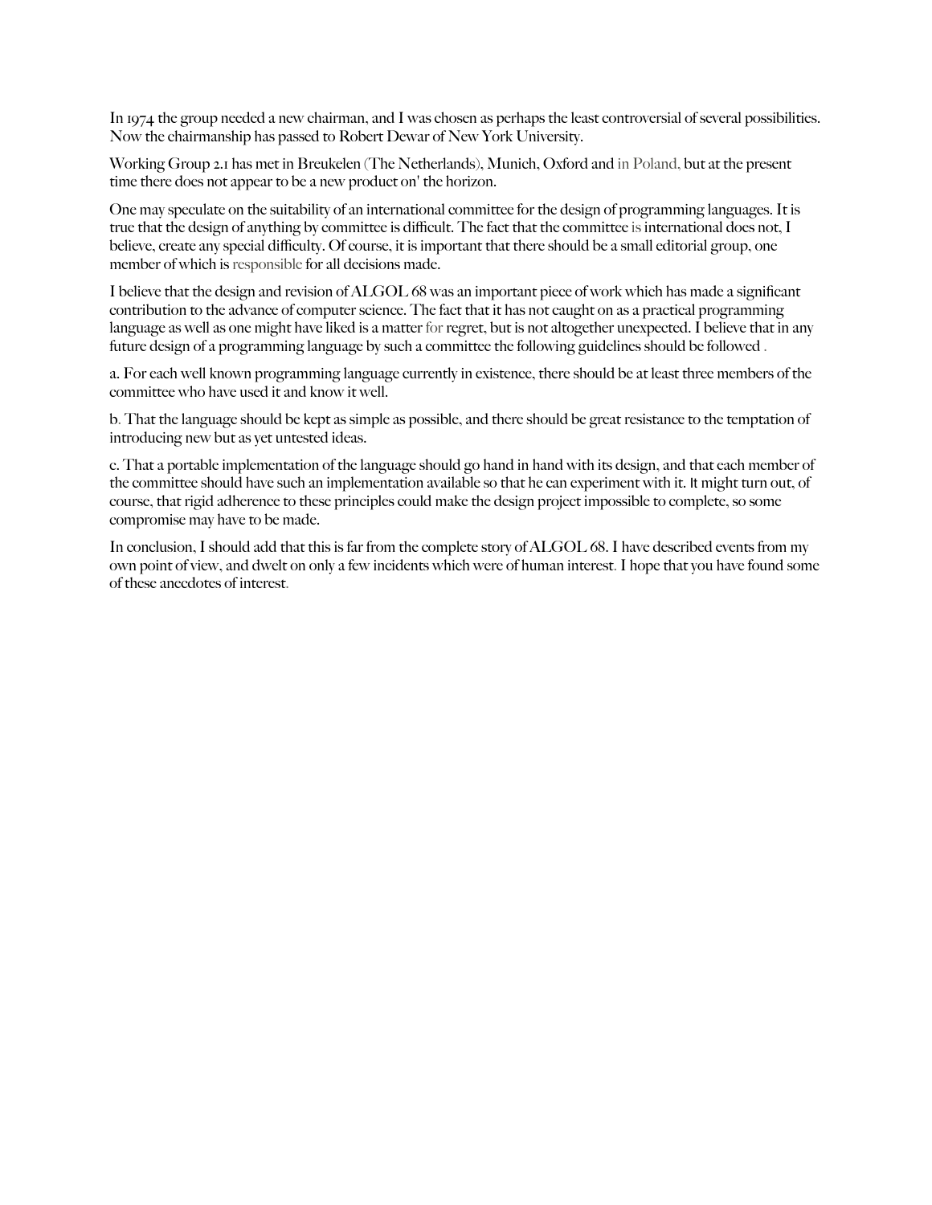In 1974 the group needed a new chairman, and I was chosen as perhaps the least controversial of several possibilities. Now the chairmanship has passed to Robert Dewar of New York University.

Working Group 2.1 has met in Breukelen (The Netherlands), Munich, Oxford and in Poland, but at the present time there does not appear to be a new product on' the horizon.

One may speculate on the suitability of an international committee for the design of programming languages. It is true that the design of anything by committee is difficult. The fact that the committee is international does not, I believe, create any special difficulty. Of course, it is important that there should be a small editorial group, one member of which is responsible for all decisions made.

I believe that the design and revision of ALGOL 68 was an important piece of work which has made a significant contribution to the advance of computer science. The fact that it has not caught on as a practical programming language as well as one might have liked is a matter for regret, but is not altogether unexpected. I believe that in any future design of a programming language by such a committee the following guidelines should be followed .

a. For each well known programming language currently in existence, there should be at least three members of the committee who have used it and know it well.

b. That the language should be kept as simple as possible, and there should be great resistance to the temptation of introducing new but as yet untested ideas.

c. That a portable implementation of the language should go hand in hand with its design, and that each member of the committee should have such an implementation available so that he can experiment with it. It might turn out, of course, that rigid adherence to these principles could make the design project impossible to complete, so some compromise may have to be made.

In conclusion, I should add that this is far from the complete story of ALGOL 68. I have described events from my own point of view, and dwelt on only a few incidents which were of human interest. I hope that you have found some of these anecdotes of interest.